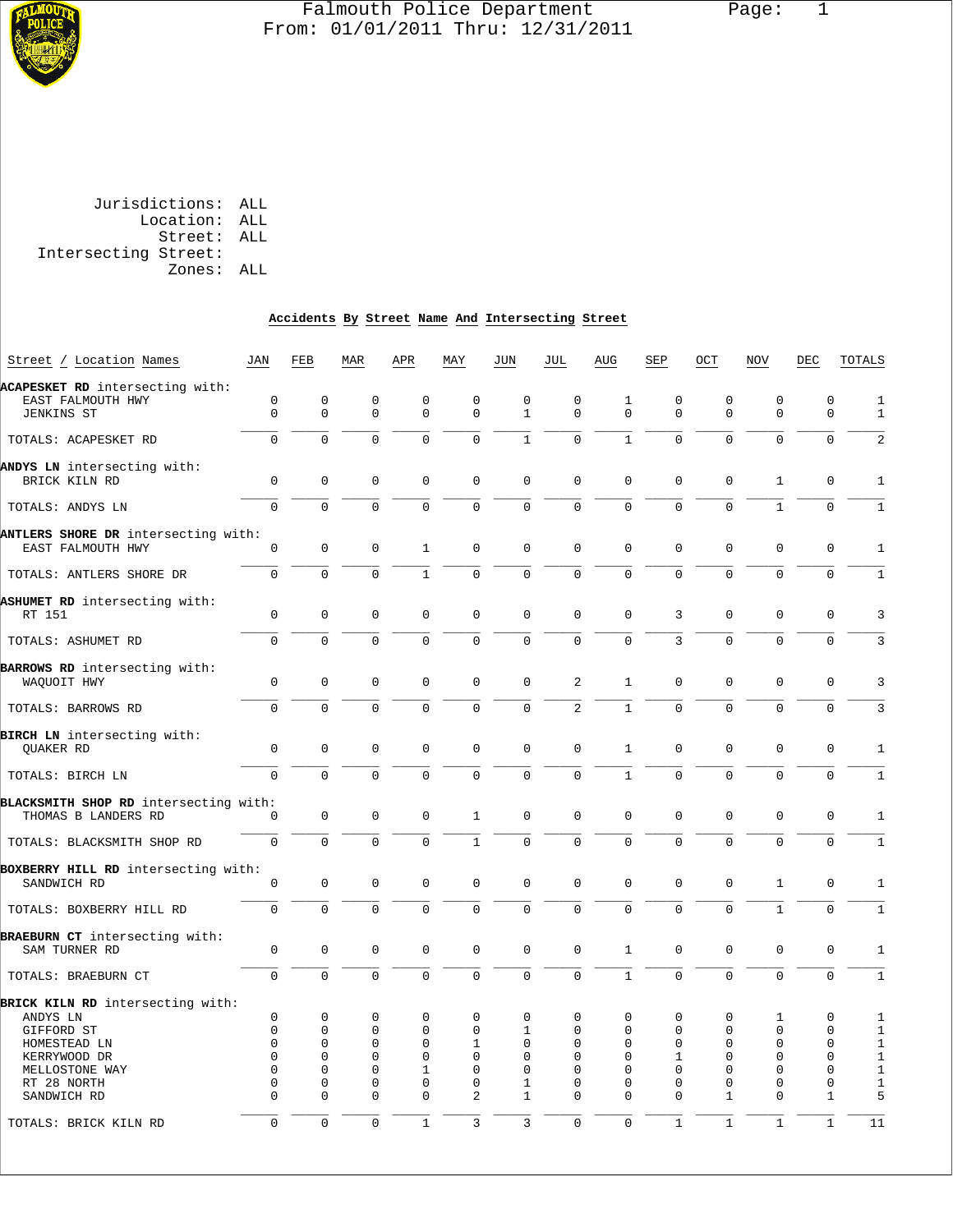# Falmouth Police Department

From: 01/01/2011 Thru: 12/31/2011

Jurisdictions: ALL
Location: ALL
Street: ALL
Intersecting Street:
Zones: ALL

## Accidents By Street Name And Intersecting Street

| Street / Location Names | JAN | FEB | MAR | APR | MAY | JUN | JUL | AUG | SEP | OCT | NOV | DEC | TOTALS |
|---|---|---|---|---|---|---|---|---|---|---|---|---|---|
| **ACAPESKET RD** intersecting with: | | | | | | | | | | | | | |
| EAST FALMOUTH HWY | 0 | 0 | 0 | 0 | 0 | 0 | 0 | 1 | 0 | 0 | 0 | 0 | 1 |
| JENKINS ST | 0 | 0 | 0 | 0 | 0 | 1 | 0 | 0 | 0 | 0 | 0 | 0 | 1 |
| TOTALS: ACAPESKET RD | 0 | 0 | 0 | 0 | 0 | 1 | 0 | 1 | 0 | 0 | 0 | 0 | 2 |
| **ANDYS LN** intersecting with: | | | | | | | | | | | | | |
| BRICK KILN RD | 0 | 0 | 0 | 0 | 0 | 0 | 0 | 0 | 0 | 0 | 1 | 0 | 1 |
| TOTALS: ANDYS LN | 0 | 0 | 0 | 0 | 0 | 0 | 0 | 0 | 0 | 0 | 1 | 0 | 1 |
| **ANTLERS SHORE DR** intersecting with: | | | | | | | | | | | | | |
| EAST FALMOUTH HWY | 0 | 0 | 0 | 1 | 0 | 0 | 0 | 0 | 0 | 0 | 0 | 0 | 1 |
| TOTALS: ANTLERS SHORE DR | 0 | 0 | 0 | 1 | 0 | 0 | 0 | 0 | 0 | 0 | 0 | 0 | 1 |
| **ASHUMET RD** intersecting with: | | | | | | | | | | | | | |
| RT 151 | 0 | 0 | 0 | 0 | 0 | 0 | 0 | 0 | 3 | 0 | 0 | 0 | 3 |
| TOTALS: ASHUMET RD | 0 | 0 | 0 | 0 | 0 | 0 | 0 | 0 | 3 | 0 | 0 | 0 | 3 |
| **BARROWS RD** intersecting with: | | | | | | | | | | | | | |
| WAQUOIT HWY | 0 | 0 | 0 | 0 | 0 | 0 | 2 | 1 | 0 | 0 | 0 | 0 | 3 |
| TOTALS: BARROWS RD | 0 | 0 | 0 | 0 | 0 | 0 | 2 | 1 | 0 | 0 | 0 | 0 | 3 |
| **BIRCH LN** intersecting with: | | | | | | | | | | | | | |
| QUAKER RD | 0 | 0 | 0 | 0 | 0 | 0 | 0 | 1 | 0 | 0 | 0 | 0 | 1 |
| TOTALS: BIRCH LN | 0 | 0 | 0 | 0 | 0 | 0 | 0 | 1 | 0 | 0 | 0 | 0 | 1 |
| **BLACKSMITH SHOP RD** intersecting with: | | | | | | | | | | | | | |
| THOMAS B LANDERS RD | 0 | 0 | 0 | 0 | 1 | 0 | 0 | 0 | 0 | 0 | 0 | 0 | 1 |
| TOTALS: BLACKSMITH SHOP RD | 0 | 0 | 0 | 0 | 1 | 0 | 0 | 0 | 0 | 0 | 0 | 0 | 1 |
| **BOXBERRY HILL RD** intersecting with: | | | | | | | | | | | | | |
| SANDWICH RD | 0 | 0 | 0 | 0 | 0 | 0 | 0 | 0 | 0 | 0 | 1 | 0 | 1 |
| TOTALS: BOXBERRY HILL RD | 0 | 0 | 0 | 0 | 0 | 0 | 0 | 0 | 0 | 0 | 1 | 0 | 1 |
| **BRAEBURN CT** intersecting with: | | | | | | | | | | | | | |
| SAM TURNER RD | 0 | 0 | 0 | 0 | 0 | 0 | 0 | 1 | 0 | 0 | 0 | 0 | 1 |
| TOTALS: BRAEBURN CT | 0 | 0 | 0 | 0 | 0 | 0 | 0 | 1 | 0 | 0 | 0 | 0 | 1 |
| **BRICK KILN RD** intersecting with: | | | | | | | | | | | | | |
| ANDYS LN | 0 | 0 | 0 | 0 | 0 | 0 | 0 | 0 | 0 | 0 | 1 | 0 | 1 |
| GIFFORD ST | 0 | 0 | 0 | 0 | 0 | 1 | 0 | 0 | 0 | 0 | 0 | 0 | 1 |
| HOMESTEAD LN | 0 | 0 | 0 | 0 | 1 | 0 | 0 | 0 | 0 | 0 | 0 | 0 | 1 |
| KERRYWOOD DR | 0 | 0 | 0 | 0 | 0 | 0 | 0 | 0 | 1 | 0 | 0 | 0 | 1 |
| MELLOSTONE WAY | 0 | 0 | 0 | 1 | 0 | 0 | 0 | 0 | 0 | 0 | 0 | 0 | 1 |
| RT 28 NORTH | 0 | 0 | 0 | 0 | 0 | 1 | 0 | 0 | 0 | 0 | 0 | 0 | 1 |
| SANDWICH RD | 0 | 0 | 0 | 0 | 2 | 1 | 0 | 0 | 0 | 1 | 0 | 1 | 5 |
| TOTALS: BRICK KILN RD | 0 | 0 | 0 | 1 | 3 | 3 | 0 | 0 | 1 | 1 | 1 | 1 | 11 |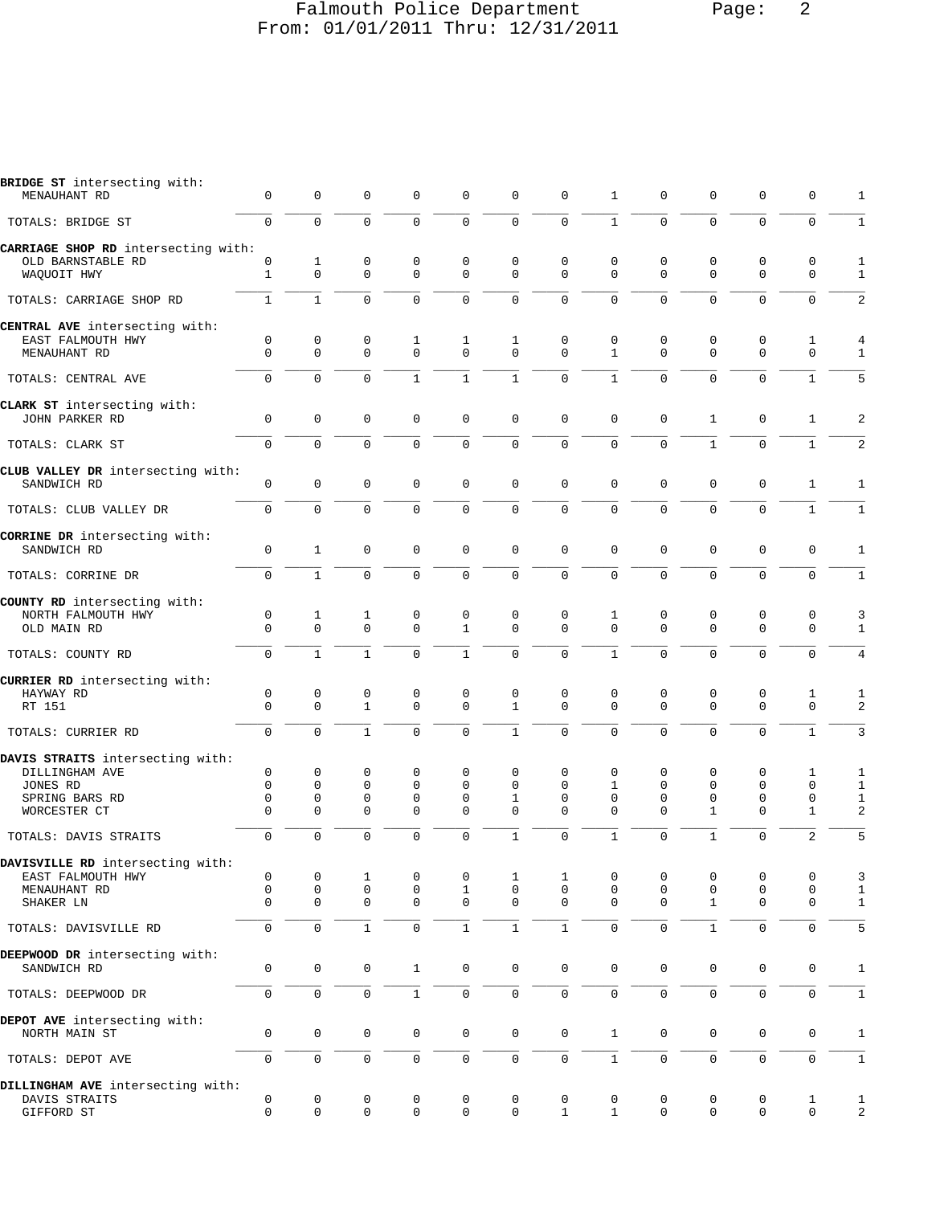| | | | | | | | | | | | | | |
|---|---|---|---|---|---|---|---|---|---|---|---|---|---|
| **BRIDGE ST** intersecting with: | | | | | | | | | | | | | |
| MENAUHANT RD | 0 | 0 | 0 | 0 | 0 | 0 | 0 | 1 | 0 | 0 | 0 | 0 | 1 |
| TOTALS: BRIDGE ST | 0 | 0 | 0 | 0 | 0 | 0 | 0 | 1 | 0 | 0 | 0 | 0 | 1 |
| **CARRIAGE SHOP RD** intersecting with: | | | | | | | | | | | | | |
| OLD BARNSTABLE RD | 0 | 1 | 0 | 0 | 0 | 0 | 0 | 0 | 0 | 0 | 0 | 0 | 1 |
| WAQUOIT HWY | 1 | 0 | 0 | 0 | 0 | 0 | 0 | 0 | 0 | 0 | 0 | 0 | 1 |
| TOTALS: CARRIAGE SHOP RD | 1 | 1 | 0 | 0 | 0 | 0 | 0 | 0 | 0 | 0 | 0 | 0 | 2 |
| **CENTRAL AVE** intersecting with: | | | | | | | | | | | | | |
| EAST FALMOUTH HWY | 0 | 0 | 0 | 1 | 1 | 1 | 0 | 0 | 0 | 0 | 0 | 1 | 4 |
| MENAUHANT RD | 0 | 0 | 0 | 0 | 0 | 0 | 0 | 1 | 0 | 0 | 0 | 0 | 1 |
| TOTALS: CENTRAL AVE | 0 | 0 | 0 | 1 | 1 | 1 | 0 | 1 | 0 | 0 | 0 | 1 | 5 |
| **CLARK ST** intersecting with: | | | | | | | | | | | | | |
| JOHN PARKER RD | 0 | 0 | 0 | 0 | 0 | 0 | 0 | 0 | 0 | 1 | 0 | 1 | 2 |
| TOTALS: CLARK ST | 0 | 0 | 0 | 0 | 0 | 0 | 0 | 0 | 0 | 1 | 0 | 1 | 2 |
| **CLUB VALLEY DR** intersecting with: | | | | | | | | | | | | | |
| SANDWICH RD | 0 | 0 | 0 | 0 | 0 | 0 | 0 | 0 | 0 | 0 | 0 | 1 | 1 |
| TOTALS: CLUB VALLEY DR | 0 | 0 | 0 | 0 | 0 | 0 | 0 | 0 | 0 | 0 | 0 | 1 | 1 |
| **CORRINE DR** intersecting with: | | | | | | | | | | | | | |
| SANDWICH RD | 0 | 1 | 0 | 0 | 0 | 0 | 0 | 0 | 0 | 0 | 0 | 0 | 1 |
| TOTALS: CORRINE DR | 0 | 1 | 0 | 0 | 0 | 0 | 0 | 0 | 0 | 0 | 0 | 0 | 1 |
| **COUNTY RD** intersecting with: | | | | | | | | | | | | | |
| NORTH FALMOUTH HWY | 0 | 1 | 1 | 0 | 0 | 0 | 0 | 1 | 0 | 0 | 0 | 0 | 3 |
| OLD MAIN RD | 0 | 0 | 0 | 0 | 1 | 0 | 0 | 0 | 0 | 0 | 0 | 0 | 1 |
| TOTALS: COUNTY RD | 0 | 1 | 1 | 0 | 1 | 0 | 0 | 1 | 0 | 0 | 0 | 0 | 4 |
| **CURRIER RD** intersecting with: | | | | | | | | | | | | | |
| HAYWAY RD | 0 | 0 | 0 | 0 | 0 | 0 | 0 | 0 | 0 | 0 | 0 | 1 | 1 |
| RT 151 | 0 | 0 | 1 | 0 | 0 | 1 | 0 | 0 | 0 | 0 | 0 | 0 | 2 |
| TOTALS: CURRIER RD | 0 | 0 | 1 | 0 | 0 | 1 | 0 | 0 | 0 | 0 | 0 | 1 | 3 |
| **DAVIS STRAITS** intersecting with: | | | | | | | | | | | | | |
| DILLINGHAM AVE | 0 | 0 | 0 | 0 | 0 | 0 | 0 | 0 | 0 | 0 | 0 | 1 | 1 |
| JONES RD | 0 | 0 | 0 | 0 | 0 | 0 | 0 | 1 | 0 | 0 | 0 | 0 | 1 |
| SPRING BARS RD | 0 | 0 | 0 | 0 | 0 | 1 | 0 | 0 | 0 | 0 | 0 | 0 | 1 |
| WORCESTER CT | 0 | 0 | 0 | 0 | 0 | 0 | 0 | 0 | 0 | 1 | 0 | 1 | 2 |
| TOTALS: DAVIS STRAITS | 0 | 0 | 0 | 0 | 0 | 1 | 0 | 1 | 0 | 1 | 0 | 2 | 5 |
| **DAVISVILLE RD** intersecting with: | | | | | | | | | | | | | |
| EAST FALMOUTH HWY | 0 | 0 | 1 | 0 | 0 | 1 | 1 | 0 | 0 | 0 | 0 | 0 | 3 |
| MENAUHANT RD | 0 | 0 | 0 | 0 | 1 | 0 | 0 | 0 | 0 | 0 | 0 | 0 | 1 |
| SHAKER LN | 0 | 0 | 0 | 0 | 0 | 0 | 0 | 0 | 0 | 1 | 0 | 0 | 1 |
| TOTALS: DAVISVILLE RD | 0 | 0 | 1 | 0 | 1 | 1 | 1 | 0 | 0 | 1 | 0 | 0 | 5 |
| **DEEPWOOD DR** intersecting with: | | | | | | | | | | | | | |
| SANDWICH RD | 0 | 0 | 0 | 1 | 0 | 0 | 0 | 0 | 0 | 0 | 0 | 0 | 1 |
| TOTALS: DEEPWOOD DR | 0 | 0 | 0 | 1 | 0 | 0 | 0 | 0 | 0 | 0 | 0 | 0 | 1 |
| **DEPOT AVE** intersecting with: | | | | | | | | | | | | | |
| NORTH MAIN ST | 0 | 0 | 0 | 0 | 0 | 0 | 0 | 1 | 0 | 0 | 0 | 0 | 1 |
| TOTALS: DEPOT AVE | 0 | 0 | 0 | 0 | 0 | 0 | 0 | 1 | 0 | 0 | 0 | 0 | 1 |
| **DILLINGHAM AVE** intersecting with: | | | | | | | | | | | | | |
| DAVIS STRAITS | 0 | 0 | 0 | 0 | 0 | 0 | 0 | 0 | 0 | 0 | 0 | 1 | 1 |
| GIFFORD ST | 0 | 0 | 0 | 0 | 0 | 0 | 1 | 1 | 0 | 0 | 0 | 0 | 2 |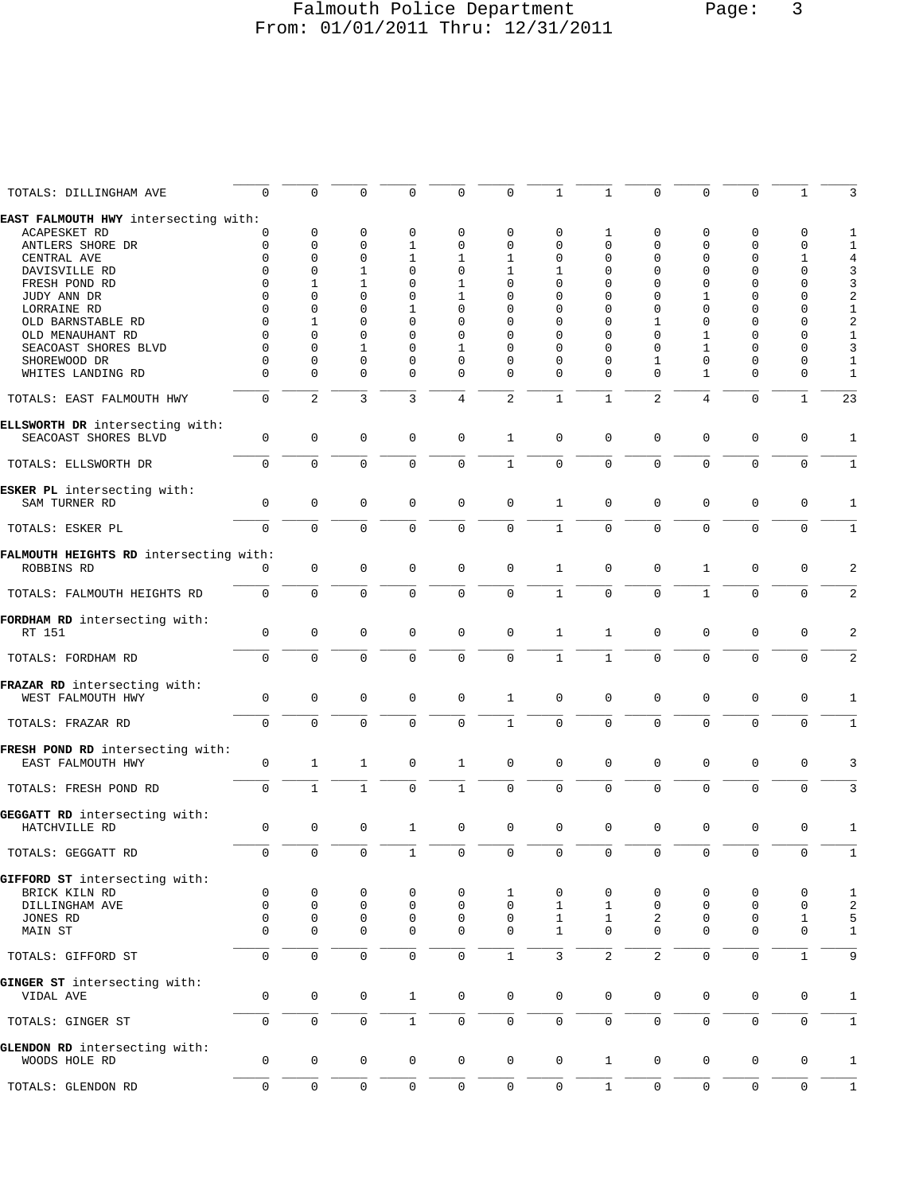| | | | | | | | | | | | | | |
|---|---|---|---|---|---|---|---|---|---|---|---|---|---|
| TOTALS: DILLINGHAM AVE | 0 | 0 | 0 | 0 | 0 | 0 | 1 | 1 | 0 | 0 | 0 | 1 | 3 |
| **EAST FALMOUTH HWY** intersecting with: | | | | | | | | | | | | | |
| ACAPESKET RD | 0 | 0 | 0 | 0 | 0 | 0 | 0 | 1 | 0 | 0 | 0 | 0 | 1 |
| ANTLERS SHORE DR | 0 | 0 | 0 | 1 | 0 | 0 | 0 | 0 | 0 | 0 | 0 | 0 | 1 |
| CENTRAL AVE | 0 | 0 | 0 | 1 | 1 | 1 | 0 | 0 | 0 | 0 | 0 | 1 | 4 |
| DAVISVILLE RD | 0 | 0 | 1 | 0 | 0 | 1 | 1 | 0 | 0 | 0 | 0 | 0 | 3 |
| FRESH POND RD | 0 | 1 | 1 | 0 | 1 | 0 | 0 | 0 | 0 | 0 | 0 | 0 | 3 |
| JUDY ANN DR | 0 | 0 | 0 | 0 | 1 | 0 | 0 | 0 | 0 | 1 | 0 | 0 | 2 |
| LORRAINE RD | 0 | 0 | 0 | 1 | 0 | 0 | 0 | 0 | 0 | 0 | 0 | 0 | 1 |
| OLD BARNSTABLE RD | 0 | 1 | 0 | 0 | 0 | 0 | 0 | 0 | 1 | 0 | 0 | 0 | 2 |
| OLD MENAUHANT RD | 0 | 0 | 0 | 0 | 0 | 0 | 0 | 0 | 0 | 1 | 0 | 0 | 1 |
| SEACOAST SHORES BLVD | 0 | 0 | 1 | 0 | 1 | 0 | 0 | 0 | 0 | 1 | 0 | 0 | 3 |
| SHOREWOOD DR | 0 | 0 | 0 | 0 | 0 | 0 | 0 | 0 | 1 | 0 | 0 | 0 | 1 |
| WHITES LANDING RD | 0 | 0 | 0 | 0 | 0 | 0 | 0 | 0 | 0 | 1 | 0 | 0 | 1 |
| TOTALS: EAST FALMOUTH HWY | 0 | 2 | 3 | 3 | 4 | 2 | 1 | 1 | 2 | 4 | 0 | 1 | 23 |
| **ELLSWORTH DR** intersecting with: | | | | | | | | | | | | | |
| SEACOAST SHORES BLVD | 0 | 0 | 0 | 0 | 0 | 1 | 0 | 0 | 0 | 0 | 0 | 0 | 1 |
| TOTALS: ELLSWORTH DR | 0 | 0 | 0 | 0 | 0 | 1 | 0 | 0 | 0 | 0 | 0 | 0 | 1 |
| **ESKER PL** intersecting with: | | | | | | | | | | | | | |
| SAM TURNER RD | 0 | 0 | 0 | 0 | 0 | 0 | 1 | 0 | 0 | 0 | 0 | 0 | 1 |
| TOTALS: ESKER PL | 0 | 0 | 0 | 0 | 0 | 0 | 1 | 0 | 0 | 0 | 0 | 0 | 1 |
| **FALMOUTH HEIGHTS RD** intersecting with: | | | | | | | | | | | | | |
| ROBBINS RD | 0 | 0 | 0 | 0 | 0 | 0 | 1 | 0 | 0 | 1 | 0 | 0 | 2 |
| TOTALS: FALMOUTH HEIGHTS RD | 0 | 0 | 0 | 0 | 0 | 0 | 1 | 0 | 0 | 1 | 0 | 0 | 2 |
| **FORDHAM RD** intersecting with: | | | | | | | | | | | | | |
| RT 151 | 0 | 0 | 0 | 0 | 0 | 0 | 1 | 1 | 0 | 0 | 0 | 0 | 2 |
| TOTALS: FORDHAM RD | 0 | 0 | 0 | 0 | 0 | 0 | 1 | 1 | 0 | 0 | 0 | 0 | 2 |
| **FRAZAR RD** intersecting with: | | | | | | | | | | | | | |
| WEST FALMOUTH HWY | 0 | 0 | 0 | 0 | 0 | 1 | 0 | 0 | 0 | 0 | 0 | 0 | 1 |
| TOTALS: FRAZAR RD | 0 | 0 | 0 | 0 | 0 | 1 | 0 | 0 | 0 | 0 | 0 | 0 | 1 |
| **FRESH POND RD** intersecting with: | | | | | | | | | | | | | |
| EAST FALMOUTH HWY | 0 | 1 | 1 | 0 | 1 | 0 | 0 | 0 | 0 | 0 | 0 | 0 | 3 |
| TOTALS: FRESH POND RD | 0 | 1 | 1 | 0 | 1 | 0 | 0 | 0 | 0 | 0 | 0 | 0 | 3 |
| **GEGGATT RD** intersecting with: | | | | | | | | | | | | | |
| HATCHVILLE RD | 0 | 0 | 0 | 1 | 0 | 0 | 0 | 0 | 0 | 0 | 0 | 0 | 1 |
| TOTALS: GEGGATT RD | 0 | 0 | 0 | 1 | 0 | 0 | 0 | 0 | 0 | 0 | 0 | 0 | 1 |
| **GIFFORD ST** intersecting with: | | | | | | | | | | | | | |
| BRICK KILN RD | 0 | 0 | 0 | 0 | 0 | 1 | 0 | 0 | 0 | 0 | 0 | 0 | 1 |
| DILLINGHAM AVE | 0 | 0 | 0 | 0 | 0 | 0 | 1 | 1 | 0 | 0 | 0 | 0 | 2 |
| JONES RD | 0 | 0 | 0 | 0 | 0 | 0 | 1 | 1 | 2 | 0 | 0 | 1 | 5 |
| MAIN ST | 0 | 0 | 0 | 0 | 0 | 0 | 1 | 0 | 0 | 0 | 0 | 0 | 1 |
| TOTALS: GIFFORD ST | 0 | 0 | 0 | 0 | 0 | 1 | 3 | 2 | 2 | 0 | 0 | 1 | 9 |
| **GINGER ST** intersecting with: | | | | | | | | | | | | | |
| VIDAL AVE | 0 | 0 | 0 | 1 | 0 | 0 | 0 | 0 | 0 | 0 | 0 | 0 | 1 |
| TOTALS: GINGER ST | 0 | 0 | 0 | 1 | 0 | 0 | 0 | 0 | 0 | 0 | 0 | 0 | 1 |
| **GLENDON RD** intersecting with: | | | | | | | | | | | | | |
| WOODS HOLE RD | 0 | 0 | 0 | 0 | 0 | 0 | 0 | 1 | 0 | 0 | 0 | 0 | 1 |
| TOTALS: GLENDON RD | 0 | 0 | 0 | 0 | 0 | 0 | 0 | 1 | 0 | 0 | 0 | 0 | 1 |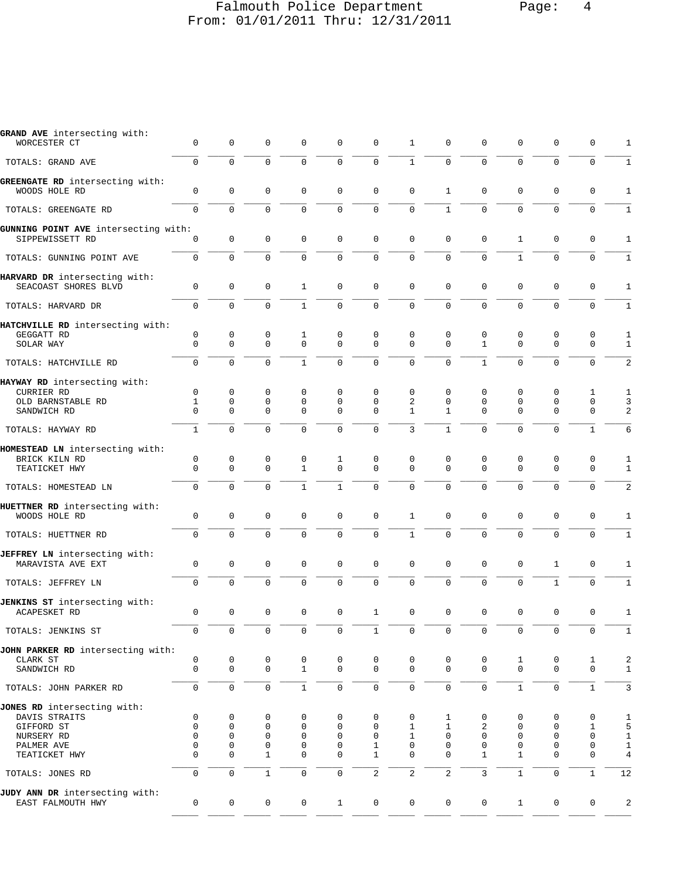# Falmouth Police Department
From: 01/01/2011 Thru: 12/31/2011

| | | | | | | | | | | | | | |
|---|---|---|---|---|---|---|---|---|---|---|---|---|---|
| **GRAND AVE** intersecting with: | | | | | | | | | | | | | |
| WORCESTER CT | 0 | 0 | 0 | 0 | 0 | 0 | 1 | 0 | 0 | 0 | 0 | 0 | 1 |
| TOTALS: GRAND AVE | 0 | 0 | 0 | 0 | 0 | 0 | 1 | 0 | 0 | 0 | 0 | 0 | 1 |
| **GREENGATE RD** intersecting with: | | | | | | | | | | | | | |
| WOODS HOLE RD | 0 | 0 | 0 | 0 | 0 | 0 | 0 | 1 | 0 | 0 | 0 | 0 | 1 |
| TOTALS: GREENGATE RD | 0 | 0 | 0 | 0 | 0 | 0 | 0 | 1 | 0 | 0 | 0 | 0 | 1 |
| **GUNNING POINT AVE** intersecting with: | | | | | | | | | | | | | |
| SIPPEWISSETT RD | 0 | 0 | 0 | 0 | 0 | 0 | 0 | 0 | 0 | 1 | 0 | 0 | 1 |
| TOTALS: GUNNING POINT AVE | 0 | 0 | 0 | 0 | 0 | 0 | 0 | 0 | 0 | 1 | 0 | 0 | 1 |
| **HARVARD DR** intersecting with: | | | | | | | | | | | | | |
| SEACOAST SHORES BLVD | 0 | 0 | 0 | 1 | 0 | 0 | 0 | 0 | 0 | 0 | 0 | 0 | 1 |
| TOTALS: HARVARD DR | 0 | 0 | 0 | 1 | 0 | 0 | 0 | 0 | 0 | 0 | 0 | 0 | 1 |
| **HATCHVILLE RD** intersecting with: | | | | | | | | | | | | | |
| GEGGATT RD | 0 | 0 | 0 | 1 | 0 | 0 | 0 | 0 | 0 | 0 | 0 | 0 | 1 |
| SOLAR WAY | 0 | 0 | 0 | 0 | 0 | 0 | 0 | 0 | 1 | 0 | 0 | 0 | 1 |
| TOTALS: HATCHVILLE RD | 0 | 0 | 0 | 1 | 0 | 0 | 0 | 0 | 1 | 0 | 0 | 0 | 2 |
| **HAYWAY RD** intersecting with: | | | | | | | | | | | | | |
| CURRIER RD | 0 | 0 | 0 | 0 | 0 | 0 | 0 | 0 | 0 | 0 | 0 | 1 | 1 |
| OLD BARNSTABLE RD | 1 | 0 | 0 | 0 | 0 | 0 | 2 | 0 | 0 | 0 | 0 | 0 | 3 |
| SANDWICH RD | 0 | 0 | 0 | 0 | 0 | 0 | 1 | 1 | 0 | 0 | 0 | 0 | 2 |
| TOTALS: HAYWAY RD | 1 | 0 | 0 | 0 | 0 | 0 | 3 | 1 | 0 | 0 | 0 | 1 | 6 |
| **HOMESTEAD LN** intersecting with: | | | | | | | | | | | | | |
| BRICK KILN RD | 0 | 0 | 0 | 0 | 1 | 0 | 0 | 0 | 0 | 0 | 0 | 0 | 1 |
| TEATICKET HWY | 0 | 0 | 0 | 1 | 0 | 0 | 0 | 0 | 0 | 0 | 0 | 0 | 1 |
| TOTALS: HOMESTEAD LN | 0 | 0 | 0 | 1 | 1 | 0 | 0 | 0 | 0 | 0 | 0 | 0 | 2 |
| **HUETTNER RD** intersecting with: | | | | | | | | | | | | | |
| WOODS HOLE RD | 0 | 0 | 0 | 0 | 0 | 0 | 1 | 0 | 0 | 0 | 0 | 0 | 1 |
| TOTALS: HUETTNER RD | 0 | 0 | 0 | 0 | 0 | 0 | 1 | 0 | 0 | 0 | 0 | 0 | 1 |
| **JEFFREY LN** intersecting with: | | | | | | | | | | | | | |
| MARAVISTA AVE EXT | 0 | 0 | 0 | 0 | 0 | 0 | 0 | 0 | 0 | 0 | 1 | 0 | 1 |
| TOTALS: JEFFREY LN | 0 | 0 | 0 | 0 | 0 | 0 | 0 | 0 | 0 | 0 | 1 | 0 | 1 |
| **JENKINS ST** intersecting with: | | | | | | | | | | | | | |
| ACAPESKET RD | 0 | 0 | 0 | 0 | 0 | 1 | 0 | 0 | 0 | 0 | 0 | 0 | 1 |
| TOTALS: JENKINS ST | 0 | 0 | 0 | 0 | 0 | 1 | 0 | 0 | 0 | 0 | 0 | 0 | 1 |
| **JOHN PARKER RD** intersecting with: | | | | | | | | | | | | | |
| CLARK ST | 0 | 0 | 0 | 0 | 0 | 0 | 0 | 0 | 0 | 1 | 0 | 1 | 2 |
| SANDWICH RD | 0 | 0 | 0 | 1 | 0 | 0 | 0 | 0 | 0 | 0 | 0 | 0 | 1 |
| TOTALS: JOHN PARKER RD | 0 | 0 | 0 | 1 | 0 | 0 | 0 | 0 | 0 | 1 | 0 | 1 | 3 |
| **JONES RD** intersecting with: | | | | | | | | | | | | | |
| DAVIS STRAITS | 0 | 0 | 0 | 0 | 0 | 0 | 0 | 1 | 0 | 0 | 0 | 0 | 1 |
| GIFFORD ST | 0 | 0 | 0 | 0 | 0 | 0 | 1 | 1 | 2 | 0 | 0 | 1 | 5 |
| NURSERY RD | 0 | 0 | 0 | 0 | 0 | 0 | 1 | 0 | 0 | 0 | 0 | 0 | 1 |
| PALMER AVE | 0 | 0 | 0 | 0 | 0 | 1 | 0 | 0 | 0 | 0 | 0 | 0 | 1 |
| TEATICKET HWY | 0 | 0 | 1 | 0 | 0 | 1 | 0 | 0 | 1 | 1 | 0 | 0 | 4 |
| TOTALS: JONES RD | 0 | 0 | 1 | 0 | 0 | 2 | 2 | 2 | 3 | 1 | 0 | 1 | 12 |
| **JUDY ANN DR** intersecting with: | | | | | | | | | | | | | |
| EAST FALMOUTH HWY | 0 | 0 | 0 | 0 | 1 | 0 | 0 | 0 | 0 | 1 | 0 | 0 | 2 |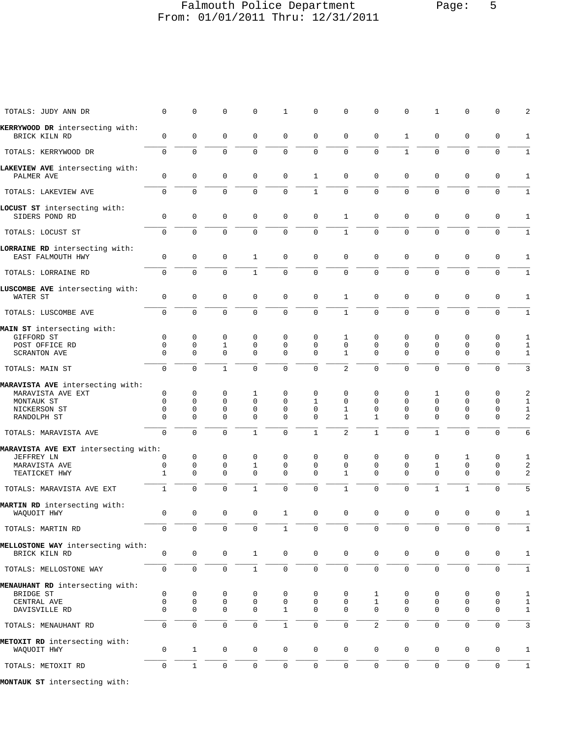| | | | | | | | | | | | | | |
|---|---|---|---|---|---|---|---|---|---|---|---|---|---|
| TOTALS: JUDY ANN DR | 0 | 0 | 0 | 0 | 1 | 0 | 0 | 0 | 0 | 1 | 0 | 0 | 2 |
| **KERRYWOOD DR** intersecting with: | | | | | | | | | | | | | |
| BRICK KILN RD | 0 | 0 | 0 | 0 | 0 | 0 | 0 | 0 | 1 | 0 | 0 | 0 | 1 |
| TOTALS: KERRYWOOD DR | 0 | 0 | 0 | 0 | 0 | 0 | 0 | 0 | 1 | 0 | 0 | 0 | 1 |
| **LAKEVIEW AVE** intersecting with: | | | | | | | | | | | | | |
| PALMER AVE | 0 | 0 | 0 | 0 | 0 | 1 | 0 | 0 | 0 | 0 | 0 | 0 | 1 |
| TOTALS: LAKEVIEW AVE | 0 | 0 | 0 | 0 | 0 | 1 | 0 | 0 | 0 | 0 | 0 | 0 | 1 |
| **LOCUST ST** intersecting with: | | | | | | | | | | | | | |
| SIDERS POND RD | 0 | 0 | 0 | 0 | 0 | 0 | 1 | 0 | 0 | 0 | 0 | 0 | 1 |
| TOTALS: LOCUST ST | 0 | 0 | 0 | 0 | 0 | 0 | 1 | 0 | 0 | 0 | 0 | 0 | 1 |
| **LORRAINE RD** intersecting with: | | | | | | | | | | | | | |
| EAST FALMOUTH HWY | 0 | 0 | 0 | 1 | 0 | 0 | 0 | 0 | 0 | 0 | 0 | 0 | 1 |
| TOTALS: LORRAINE RD | 0 | 0 | 0 | 1 | 0 | 0 | 0 | 0 | 0 | 0 | 0 | 0 | 1 |
| **LUSCOMBE AVE** intersecting with: | | | | | | | | | | | | | |
| WATER ST | 0 | 0 | 0 | 0 | 0 | 0 | 1 | 0 | 0 | 0 | 0 | 0 | 1 |
| TOTALS: LUSCOMBE AVE | 0 | 0 | 0 | 0 | 0 | 0 | 1 | 0 | 0 | 0 | 0 | 0 | 1 |
| **MAIN ST** intersecting with: | | | | | | | | | | | | | |
| GIFFORD ST | 0 | 0 | 0 | 0 | 0 | 0 | 1 | 0 | 0 | 0 | 0 | 0 | 1 |
| POST OFFICE RD | 0 | 0 | 1 | 0 | 0 | 0 | 0 | 0 | 0 | 0 | 0 | 0 | 1 |
| SCRANTON AVE | 0 | 0 | 0 | 0 | 0 | 0 | 1 | 0 | 0 | 0 | 0 | 0 | 1 |
| TOTALS: MAIN ST | 0 | 0 | 1 | 0 | 0 | 0 | 2 | 0 | 0 | 0 | 0 | 0 | 3 |
| **MARAVISTA AVE** intersecting with: | | | | | | | | | | | | | |
| MARAVISTA AVE EXT | 0 | 0 | 0 | 1 | 0 | 0 | 0 | 0 | 0 | 1 | 0 | 0 | 2 |
| MONTAUK ST | 0 | 0 | 0 | 0 | 0 | 1 | 0 | 0 | 0 | 0 | 0 | 0 | 1 |
| NICKERSON ST | 0 | 0 | 0 | 0 | 0 | 0 | 1 | 0 | 0 | 0 | 0 | 0 | 1 |
| RANDOLPH ST | 0 | 0 | 0 | 0 | 0 | 0 | 1 | 1 | 0 | 0 | 0 | 0 | 2 |
| TOTALS: MARAVISTA AVE | 0 | 0 | 0 | 1 | 0 | 1 | 2 | 1 | 0 | 1 | 0 | 0 | 6 |
| **MARAVISTA AVE EXT** intersecting with: | | | | | | | | | | | | | |
| JEFFREY LN | 0 | 0 | 0 | 0 | 0 | 0 | 0 | 0 | 0 | 0 | 1 | 0 | 1 |
| MARAVISTA AVE | 0 | 0 | 0 | 1 | 0 | 0 | 0 | 0 | 0 | 1 | 0 | 0 | 2 |
| TEATICKET HWY | 1 | 0 | 0 | 0 | 0 | 0 | 1 | 0 | 0 | 0 | 0 | 0 | 2 |
| TOTALS: MARAVISTA AVE EXT | 1 | 0 | 0 | 1 | 0 | 0 | 1 | 0 | 0 | 1 | 1 | 0 | 5 |
| **MARTIN RD** intersecting with: | | | | | | | | | | | | | |
| WAQUOIT HWY | 0 | 0 | 0 | 0 | 1 | 0 | 0 | 0 | 0 | 0 | 0 | 0 | 1 |
| TOTALS: MARTIN RD | 0 | 0 | 0 | 0 | 1 | 0 | 0 | 0 | 0 | 0 | 0 | 0 | 1 |
| **MELLOSTONE WAY** intersecting with: | | | | | | | | | | | | | |
| BRICK KILN RD | 0 | 0 | 0 | 1 | 0 | 0 | 0 | 0 | 0 | 0 | 0 | 0 | 1 |
| TOTALS: MELLOSTONE WAY | 0 | 0 | 0 | 1 | 0 | 0 | 0 | 0 | 0 | 0 | 0 | 0 | 1 |
| **MENAUHANT RD** intersecting with: | | | | | | | | | | | | | |
| BRIDGE ST | 0 | 0 | 0 | 0 | 0 | 0 | 0 | 1 | 0 | 0 | 0 | 0 | 1 |
| CENTRAL AVE | 0 | 0 | 0 | 0 | 0 | 0 | 0 | 1 | 0 | 0 | 0 | 0 | 1 |
| DAVISVILLE RD | 0 | 0 | 0 | 0 | 1 | 0 | 0 | 0 | 0 | 0 | 0 | 0 | 1 |
| TOTALS: MENAUHANT RD | 0 | 0 | 0 | 0 | 1 | 0 | 0 | 2 | 0 | 0 | 0 | 0 | 3 |
| **METOXIT RD** intersecting with: | | | | | | | | | | | | | |
| WAQUOIT HWY | 0 | 1 | 0 | 0 | 0 | 0 | 0 | 0 | 0 | 0 | 0 | 0 | 1 |
| TOTALS: METOXIT RD | 0 | 1 | 0 | 0 | 0 | 0 | 0 | 0 | 0 | 0 | 0 | 0 | 1 |
| **MONTAUK ST** intersecting with: | | | | | | | | | | | | | |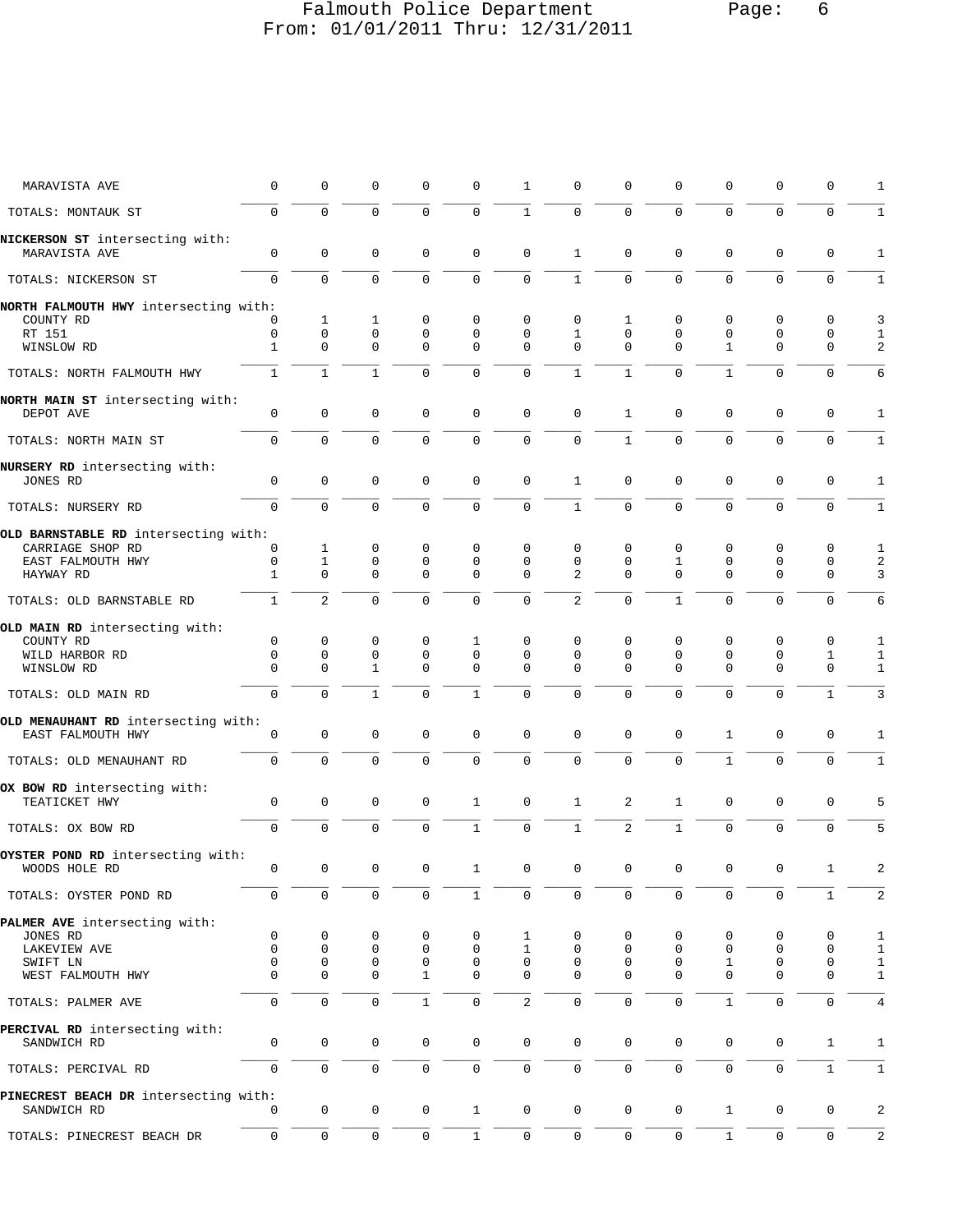Falmouth Police Department

From: 01/01/2011 Thru: 12/31/2011

| Street | | | | | | | | | | | | | |
|---|---|---|---|---|---|---|---|---|---|---|---|---|---|
| MARAVISTA AVE | 0 | 0 | 0 | 0 | 0 | 1 | 0 | 0 | 0 | 0 | 0 | 0 | 1 |
| TOTALS: MONTAUK ST | 0 | 0 | 0 | 0 | 0 | 1 | 0 | 0 | 0 | 0 | 0 | 0 | 1 |
| **NICKERSON ST** intersecting with: | | | | | | | | | | | | | |
| MARAVISTA AVE | 0 | 0 | 0 | 0 | 0 | 0 | 1 | 0 | 0 | 0 | 0 | 0 | 1 |
| TOTALS: NICKERSON ST | 0 | 0 | 0 | 0 | 0 | 0 | 1 | 0 | 0 | 0 | 0 | 0 | 1 |
| **NORTH FALMOUTH HWY** intersecting with: | | | | | | | | | | | | | |
| COUNTY RD | 0 | 1 | 1 | 0 | 0 | 0 | 0 | 1 | 0 | 0 | 0 | 0 | 3 |
| RT 151 | 0 | 0 | 0 | 0 | 0 | 0 | 1 | 0 | 0 | 0 | 0 | 0 | 1 |
| WINSLOW RD | 1 | 0 | 0 | 0 | 0 | 0 | 0 | 0 | 0 | 1 | 0 | 0 | 2 |
| TOTALS: NORTH FALMOUTH HWY | 1 | 1 | 1 | 0 | 0 | 0 | 1 | 1 | 0 | 1 | 0 | 0 | 6 |
| **NORTH MAIN ST** intersecting with: | | | | | | | | | | | | | |
| DEPOT AVE | 0 | 0 | 0 | 0 | 0 | 0 | 0 | 1 | 0 | 0 | 0 | 0 | 1 |
| TOTALS: NORTH MAIN ST | 0 | 0 | 0 | 0 | 0 | 0 | 0 | 1 | 0 | 0 | 0 | 0 | 1 |
| **NURSERY RD** intersecting with: | | | | | | | | | | | | | |
| JONES RD | 0 | 0 | 0 | 0 | 0 | 0 | 1 | 0 | 0 | 0 | 0 | 0 | 1 |
| TOTALS: NURSERY RD | 0 | 0 | 0 | 0 | 0 | 0 | 1 | 0 | 0 | 0 | 0 | 0 | 1 |
| **OLD BARNSTABLE RD** intersecting with: | | | | | | | | | | | | | |
| CARRIAGE SHOP RD | 0 | 1 | 0 | 0 | 0 | 0 | 0 | 0 | 0 | 0 | 0 | 0 | 1 |
| EAST FALMOUTH HWY | 0 | 1 | 0 | 0 | 0 | 0 | 0 | 0 | 1 | 0 | 0 | 0 | 2 |
| HAYWAY RD | 1 | 0 | 0 | 0 | 0 | 0 | 2 | 0 | 0 | 0 | 0 | 0 | 3 |
| TOTALS: OLD BARNSTABLE RD | 1 | 2 | 0 | 0 | 0 | 0 | 2 | 0 | 1 | 0 | 0 | 0 | 6 |
| **OLD MAIN RD** intersecting with: | | | | | | | | | | | | | |
| COUNTY RD | 0 | 0 | 0 | 0 | 1 | 0 | 0 | 0 | 0 | 0 | 0 | 0 | 1 |
| WILD HARBOR RD | 0 | 0 | 0 | 0 | 0 | 0 | 0 | 0 | 0 | 0 | 0 | 1 | 1 |
| WINSLOW RD | 0 | 0 | 1 | 0 | 0 | 0 | 0 | 0 | 0 | 0 | 0 | 0 | 1 |
| TOTALS: OLD MAIN RD | 0 | 0 | 1 | 0 | 1 | 0 | 0 | 0 | 0 | 0 | 0 | 1 | 3 |
| **OLD MENAUHANT RD** intersecting with: | | | | | | | | | | | | | |
| EAST FALMOUTH HWY | 0 | 0 | 0 | 0 | 0 | 0 | 0 | 0 | 0 | 1 | 0 | 0 | 1 |
| TOTALS: OLD MENAUHANT RD | 0 | 0 | 0 | 0 | 0 | 0 | 0 | 0 | 0 | 1 | 0 | 0 | 1 |
| **OX BOW RD** intersecting with: | | | | | | | | | | | | | |
| TEATICKET HWY | 0 | 0 | 0 | 0 | 1 | 0 | 1 | 2 | 1 | 0 | 0 | 0 | 5 |
| TOTALS: OX BOW RD | 0 | 0 | 0 | 0 | 1 | 0 | 1 | 2 | 1 | 0 | 0 | 0 | 5 |
| **OYSTER POND RD** intersecting with: | | | | | | | | | | | | | |
| WOODS HOLE RD | 0 | 0 | 0 | 0 | 1 | 0 | 0 | 0 | 0 | 0 | 0 | 1 | 2 |
| TOTALS: OYSTER POND RD | 0 | 0 | 0 | 0 | 1 | 0 | 0 | 0 | 0 | 0 | 0 | 1 | 2 |
| **PALMER AVE** intersecting with: | | | | | | | | | | | | | |
| JONES RD | 0 | 0 | 0 | 0 | 0 | 1 | 0 | 0 | 0 | 0 | 0 | 0 | 1 |
| LAKEVIEW AVE | 0 | 0 | 0 | 0 | 0 | 1 | 0 | 0 | 0 | 0 | 0 | 0 | 1 |
| SWIFT LN | 0 | 0 | 0 | 0 | 0 | 0 | 0 | 0 | 0 | 1 | 0 | 0 | 1 |
| WEST FALMOUTH HWY | 0 | 0 | 0 | 1 | 0 | 0 | 0 | 0 | 0 | 0 | 0 | 0 | 1 |
| TOTALS: PALMER AVE | 0 | 0 | 0 | 1 | 0 | 2 | 0 | 0 | 0 | 1 | 0 | 0 | 4 |
| **PERCIVAL RD** intersecting with: | | | | | | | | | | | | | |
| SANDWICH RD | 0 | 0 | 0 | 0 | 0 | 0 | 0 | 0 | 0 | 0 | 0 | 1 | 1 |
| TOTALS: PERCIVAL RD | 0 | 0 | 0 | 0 | 0 | 0 | 0 | 0 | 0 | 0 | 0 | 1 | 1 |
| **PINECREST BEACH DR** intersecting with: | | | | | | | | | | | | | |
| SANDWICH RD | 0 | 0 | 0 | 0 | 1 | 0 | 0 | 0 | 0 | 1 | 0 | 0 | 2 |
| TOTALS: PINECREST BEACH DR | 0 | 0 | 0 | 0 | 1 | 0 | 0 | 0 | 0 | 1 | 0 | 0 | 2 |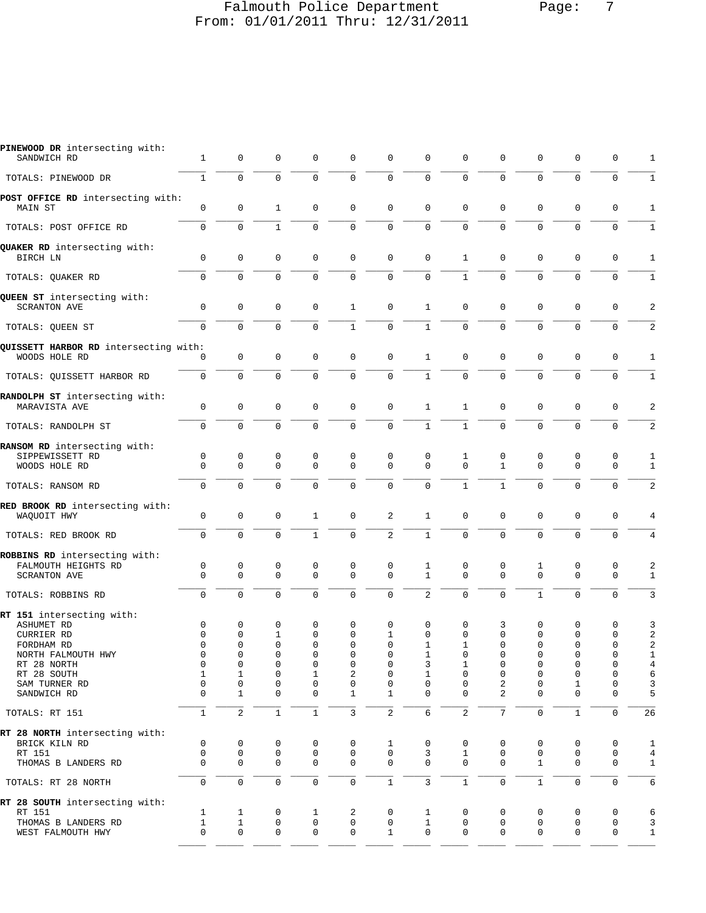Falmouth Police Department
From: 01/01/2011 Thru: 12/31/2011

**PINEWOOD DR** intersecting with:

| | | | | | | | | | | | | | |
|---|---|---|---|---|---|---|---|---|---|---|---|---|---|
| SANDWICH RD | 1 | 0 | 0 | 0 | 0 | 0 | 0 | 0 | 0 | 0 | 0 | 0 | 1 |
| TOTALS: PINEWOOD DR | 1 | 0 | 0 | 0 | 0 | 0 | 0 | 0 | 0 | 0 | 0 | 0 | 1 |

**POST OFFICE RD** intersecting with:

| | | | | | | | | | | | | | |
|---|---|---|---|---|---|---|---|---|---|---|---|---|---|
| MAIN ST | 0 | 0 | 1 | 0 | 0 | 0 | 0 | 0 | 0 | 0 | 0 | 0 | 1 |
| TOTALS: POST OFFICE RD | 0 | 0 | 1 | 0 | 0 | 0 | 0 | 0 | 0 | 0 | 0 | 0 | 1 |

**QUAKER RD** intersecting with:

| | | | | | | | | | | | | | |
|---|---|---|---|---|---|---|---|---|---|---|---|---|---|
| BIRCH LN | 0 | 0 | 0 | 0 | 0 | 0 | 0 | 1 | 0 | 0 | 0 | 0 | 1 |
| TOTALS: QUAKER RD | 0 | 0 | 0 | 0 | 0 | 0 | 0 | 1 | 0 | 0 | 0 | 0 | 1 |

**QUEEN ST** intersecting with:

| | | | | | | | | | | | | | |
|---|---|---|---|---|---|---|---|---|---|---|---|---|---|
| SCRANTON AVE | 0 | 0 | 0 | 0 | 1 | 0 | 1 | 0 | 0 | 0 | 0 | 0 | 2 |
| TOTALS: QUEEN ST | 0 | 0 | 0 | 0 | 1 | 0 | 1 | 0 | 0 | 0 | 0 | 0 | 2 |

**QUISSETT HARBOR RD** intersecting with:

| | | | | | | | | | | | | | |
|---|---|---|---|---|---|---|---|---|---|---|---|---|---|
| WOODS HOLE RD | 0 | 0 | 0 | 0 | 0 | 0 | 1 | 0 | 0 | 0 | 0 | 0 | 1 |
| TOTALS: QUISSETT HARBOR RD | 0 | 0 | 0 | 0 | 0 | 0 | 1 | 0 | 0 | 0 | 0 | 0 | 1 |

**RANDOLPH ST** intersecting with:

| | | | | | | | | | | | | | |
|---|---|---|---|---|---|---|---|---|---|---|---|---|---|
| MARAVISTA AVE | 0 | 0 | 0 | 0 | 0 | 0 | 1 | 1 | 0 | 0 | 0 | 0 | 2 |
| TOTALS: RANDOLPH ST | 0 | 0 | 0 | 0 | 0 | 0 | 1 | 1 | 0 | 0 | 0 | 0 | 2 |

**RANSOM RD** intersecting with:

| | | | | | | | | | | | | | |
|---|---|---|---|---|---|---|---|---|---|---|---|---|---|
| SIPPEWISSETT RD | 0 | 0 | 0 | 0 | 0 | 0 | 0 | 1 | 0 | 0 | 0 | 0 | 1 |
| WOODS HOLE RD | 0 | 0 | 0 | 0 | 0 | 0 | 0 | 0 | 1 | 0 | 0 | 0 | 1 |
| TOTALS: RANSOM RD | 0 | 0 | 0 | 0 | 0 | 0 | 0 | 1 | 1 | 0 | 0 | 0 | 2 |

**RED BROOK RD** intersecting with:

| | | | | | | | | | | | | | |
|---|---|---|---|---|---|---|---|---|---|---|---|---|---|
| WAQUOIT HWY | 0 | 0 | 0 | 1 | 0 | 2 | 1 | 0 | 0 | 0 | 0 | 0 | 4 |
| TOTALS: RED BROOK RD | 0 | 0 | 0 | 1 | 0 | 2 | 1 | 0 | 0 | 0 | 0 | 0 | 4 |

**ROBBINS RD** intersecting with:

| | | | | | | | | | | | | | |
|---|---|---|---|---|---|---|---|---|---|---|---|---|---|
| FALMOUTH HEIGHTS RD | 0 | 0 | 0 | 0 | 0 | 0 | 1 | 0 | 0 | 1 | 0 | 0 | 2 |
| SCRANTON AVE | 0 | 0 | 0 | 0 | 0 | 0 | 1 | 0 | 0 | 0 | 0 | 0 | 1 |
| TOTALS: ROBBINS RD | 0 | 0 | 0 | 0 | 0 | 0 | 2 | 0 | 0 | 1 | 0 | 0 | 3 |

**RT 151** intersecting with:

| | | | | | | | | | | | | | |
|---|---|---|---|---|---|---|---|---|---|---|---|---|---|
| ASHUMET RD | 0 | 0 | 0 | 0 | 0 | 0 | 0 | 0 | 3 | 0 | 0 | 0 | 3 |
| CURRIER RD | 0 | 0 | 1 | 0 | 0 | 1 | 0 | 0 | 0 | 0 | 0 | 0 | 2 |
| FORDHAM RD | 0 | 0 | 0 | 0 | 0 | 0 | 1 | 1 | 0 | 0 | 0 | 0 | 2 |
| NORTH FALMOUTH HWY | 0 | 0 | 0 | 0 | 0 | 0 | 1 | 0 | 0 | 0 | 0 | 0 | 1 |
| RT 28 NORTH | 0 | 0 | 0 | 0 | 0 | 0 | 3 | 1 | 0 | 0 | 0 | 0 | 4 |
| RT 28 SOUTH | 1 | 1 | 0 | 1 | 2 | 0 | 1 | 0 | 0 | 0 | 0 | 0 | 6 |
| SAM TURNER RD | 0 | 0 | 0 | 0 | 0 | 0 | 0 | 0 | 2 | 0 | 1 | 0 | 3 |
| SANDWICH RD | 0 | 1 | 0 | 0 | 1 | 1 | 0 | 0 | 2 | 0 | 0 | 0 | 5 |
| TOTALS: RT 151 | 1 | 2 | 1 | 1 | 3 | 2 | 6 | 2 | 7 | 0 | 1 | 0 | 26 |

**RT 28 NORTH** intersecting with:

| | | | | | | | | | | | | | |
|---|---|---|---|---|---|---|---|---|---|---|---|---|---|
| BRICK KILN RD | 0 | 0 | 0 | 0 | 0 | 1 | 0 | 0 | 0 | 0 | 0 | 0 | 1 |
| RT 151 | 0 | 0 | 0 | 0 | 0 | 0 | 3 | 1 | 0 | 0 | 0 | 0 | 4 |
| THOMAS B LANDERS RD | 0 | 0 | 0 | 0 | 0 | 0 | 0 | 0 | 0 | 1 | 0 | 0 | 1 |
| TOTALS: RT 28 NORTH | 0 | 0 | 0 | 0 | 0 | 1 | 3 | 1 | 0 | 1 | 0 | 0 | 6 |

**RT 28 SOUTH** intersecting with:

| | | | | | | | | | | | | | |
|---|---|---|---|---|---|---|---|---|---|---|---|---|---|
| RT 151 | 1 | 1 | 0 | 1 | 2 | 0 | 1 | 0 | 0 | 0 | 0 | 0 | 6 |
| THOMAS B LANDERS RD | 1 | 1 | 0 | 0 | 0 | 0 | 1 | 0 | 0 | 0 | 0 | 0 | 3 |
| WEST FALMOUTH HWY | 0 | 0 | 0 | 0 | 0 | 1 | 0 | 0 | 0 | 0 | 0 | 0 | 1 |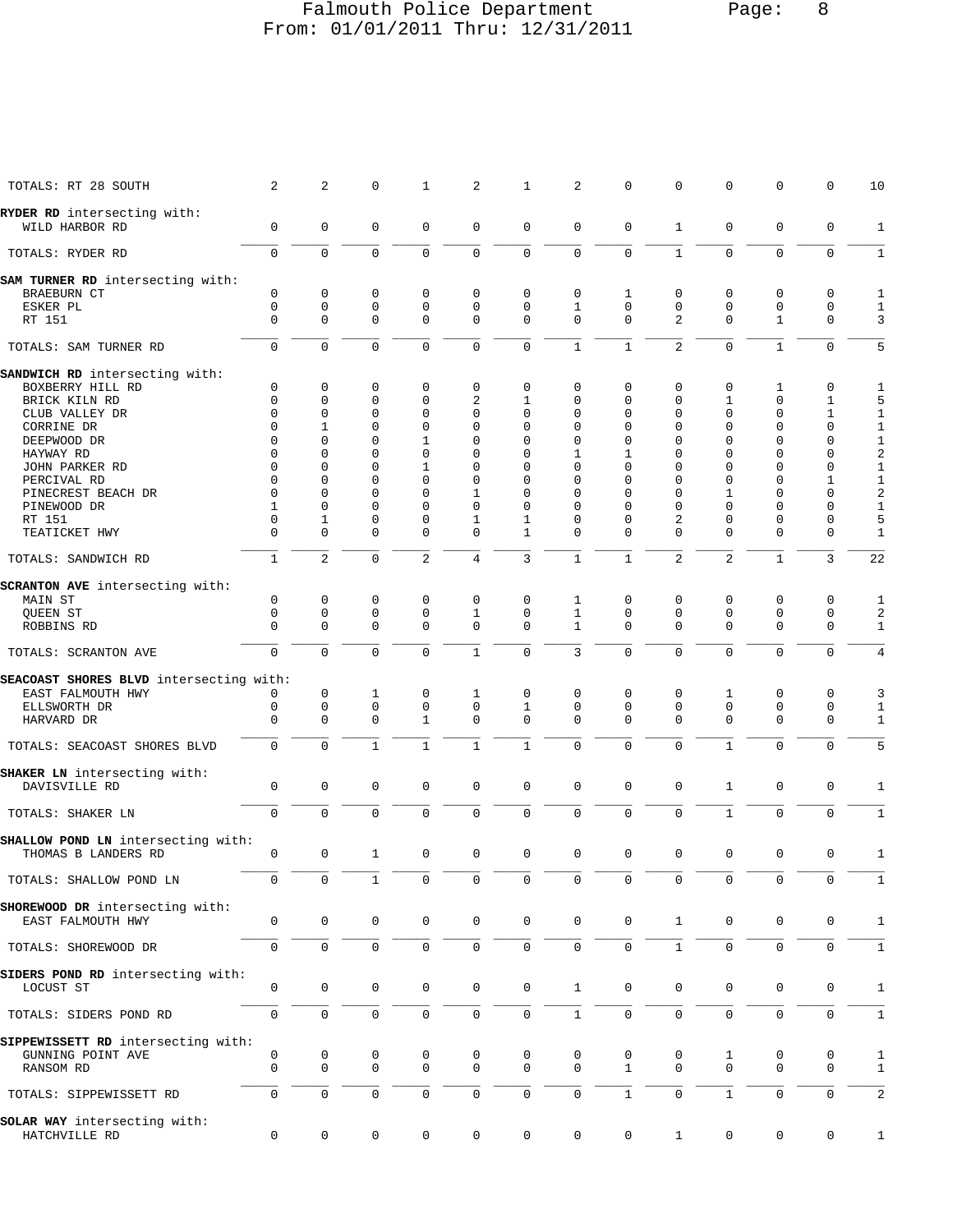Falmouth Police Department
From: 01/01/2011 Thru: 12/31/2011

| | | | | | | | | | | | | | |
|---|---|---|---|---|---|---|---|---|---|---|---|---|---|
| TOTALS: RT 28 SOUTH | 2 | 2 | 0 | 1 | 2 | 1 | 2 | 0 | 0 | 0 | 0 | 0 | 10 |
| **RYDER RD** intersecting with: | | | | | | | | | | | | | |
| WILD HARBOR RD | 0 | 0 | 0 | 0 | 0 | 0 | 0 | 0 | 1 | 0 | 0 | 0 | 1 |
| TOTALS: RYDER RD | 0 | 0 | 0 | 0 | 0 | 0 | 0 | 0 | 1 | 0 | 0 | 0 | 1 |
| **SAM TURNER RD** intersecting with: | | | | | | | | | | | | | |
| BRAEBURN CT | 0 | 0 | 0 | 0 | 0 | 0 | 0 | 1 | 0 | 0 | 0 | 0 | 1 |
| ESKER PL | 0 | 0 | 0 | 0 | 0 | 0 | 1 | 0 | 0 | 0 | 0 | 0 | 1 |
| RT 151 | 0 | 0 | 0 | 0 | 0 | 0 | 0 | 0 | 2 | 0 | 1 | 0 | 3 |
| TOTALS: SAM TURNER RD | 0 | 0 | 0 | 0 | 0 | 0 | 1 | 1 | 2 | 0 | 1 | 0 | 5 |
| **SANDWICH RD** intersecting with: | | | | | | | | | | | | | |
| BOXBERRY HILL RD | 0 | 0 | 0 | 0 | 0 | 0 | 0 | 0 | 0 | 0 | 1 | 0 | 1 |
| BRICK KILN RD | 0 | 0 | 0 | 0 | 2 | 1 | 0 | 0 | 0 | 1 | 0 | 1 | 5 |
| CLUB VALLEY DR | 0 | 0 | 0 | 0 | 0 | 0 | 0 | 0 | 0 | 0 | 0 | 1 | 1 |
| CORRINE DR | 0 | 1 | 0 | 0 | 0 | 0 | 0 | 0 | 0 | 0 | 0 | 0 | 1 |
| DEEPWOOD DR | 0 | 0 | 0 | 1 | 0 | 0 | 0 | 0 | 0 | 0 | 0 | 0 | 1 |
| HAYWAY RD | 0 | 0 | 0 | 0 | 0 | 0 | 1 | 1 | 0 | 0 | 0 | 0 | 2 |
| JOHN PARKER RD | 0 | 0 | 0 | 1 | 0 | 0 | 0 | 0 | 0 | 0 | 0 | 0 | 1 |
| PERCIVAL RD | 0 | 0 | 0 | 0 | 0 | 0 | 0 | 0 | 0 | 0 | 0 | 1 | 1 |
| PINECREST BEACH DR | 0 | 0 | 0 | 0 | 1 | 0 | 0 | 0 | 0 | 1 | 0 | 0 | 2 |
| PINEWOOD DR | 1 | 0 | 0 | 0 | 0 | 0 | 0 | 0 | 0 | 0 | 0 | 0 | 1 |
| RT 151 | 0 | 1 | 0 | 0 | 1 | 1 | 0 | 0 | 2 | 0 | 0 | 0 | 5 |
| TEATICKET HWY | 0 | 0 | 0 | 0 | 0 | 1 | 0 | 0 | 0 | 0 | 0 | 0 | 1 |
| TOTALS: SANDWICH RD | 1 | 2 | 0 | 2 | 4 | 3 | 1 | 1 | 2 | 2 | 1 | 3 | 22 |
| **SCRANTON AVE** intersecting with: | | | | | | | | | | | | | |
| MAIN ST | 0 | 0 | 0 | 0 | 0 | 0 | 1 | 0 | 0 | 0 | 0 | 0 | 1 |
| QUEEN ST | 0 | 0 | 0 | 0 | 1 | 0 | 1 | 0 | 0 | 0 | 0 | 0 | 2 |
| ROBBINS RD | 0 | 0 | 0 | 0 | 0 | 0 | 1 | 0 | 0 | 0 | 0 | 0 | 1 |
| TOTALS: SCRANTON AVE | 0 | 0 | 0 | 0 | 1 | 0 | 3 | 0 | 0 | 0 | 0 | 0 | 4 |
| **SEACOAST SHORES BLVD** intersecting with: | | | | | | | | | | | | | |
| EAST FALMOUTH HWY | 0 | 0 | 1 | 0 | 1 | 0 | 0 | 0 | 0 | 1 | 0 | 0 | 3 |
| ELLSWORTH DR | 0 | 0 | 0 | 0 | 0 | 1 | 0 | 0 | 0 | 0 | 0 | 0 | 1 |
| HARVARD DR | 0 | 0 | 0 | 1 | 0 | 0 | 0 | 0 | 0 | 0 | 0 | 0 | 1 |
| TOTALS: SEACOAST SHORES BLVD | 0 | 0 | 1 | 1 | 1 | 1 | 0 | 0 | 0 | 1 | 0 | 0 | 5 |
| **SHAKER LN** intersecting with: | | | | | | | | | | | | | |
| DAVISVILLE RD | 0 | 0 | 0 | 0 | 0 | 0 | 0 | 0 | 0 | 1 | 0 | 0 | 1 |
| TOTALS: SHAKER LN | 0 | 0 | 0 | 0 | 0 | 0 | 0 | 0 | 0 | 1 | 0 | 0 | 1 |
| **SHALLOW POND LN** intersecting with: | | | | | | | | | | | | | |
| THOMAS B LANDERS RD | 0 | 0 | 1 | 0 | 0 | 0 | 0 | 0 | 0 | 0 | 0 | 0 | 1 |
| TOTALS: SHALLOW POND LN | 0 | 0 | 1 | 0 | 0 | 0 | 0 | 0 | 0 | 0 | 0 | 0 | 1 |
| **SHOREWOOD DR** intersecting with: | | | | | | | | | | | | | |
| EAST FALMOUTH HWY | 0 | 0 | 0 | 0 | 0 | 0 | 0 | 0 | 1 | 0 | 0 | 0 | 1 |
| TOTALS: SHOREWOOD DR | 0 | 0 | 0 | 0 | 0 | 0 | 0 | 0 | 1 | 0 | 0 | 0 | 1 |
| **SIDERS POND RD** intersecting with: | | | | | | | | | | | | | |
| LOCUST ST | 0 | 0 | 0 | 0 | 0 | 0 | 1 | 0 | 0 | 0 | 0 | 0 | 1 |
| TOTALS: SIDERS POND RD | 0 | 0 | 0 | 0 | 0 | 0 | 1 | 0 | 0 | 0 | 0 | 0 | 1 |
| **SIPPEWISSETT RD** intersecting with: | | | | | | | | | | | | | |
| GUNNING POINT AVE | 0 | 0 | 0 | 0 | 0 | 0 | 0 | 0 | 0 | 1 | 0 | 0 | 1 |
| RANSOM RD | 0 | 0 | 0 | 0 | 0 | 0 | 0 | 1 | 0 | 0 | 0 | 0 | 1 |
| TOTALS: SIPPEWISSETT RD | 0 | 0 | 0 | 0 | 0 | 0 | 0 | 1 | 0 | 1 | 0 | 0 | 2 |
| **SOLAR WAY** intersecting with: | | | | | | | | | | | | | |
| HATCHVILLE RD | 0 | 0 | 0 | 0 | 0 | 0 | 0 | 0 | 1 | 0 | 0 | 0 | 1 |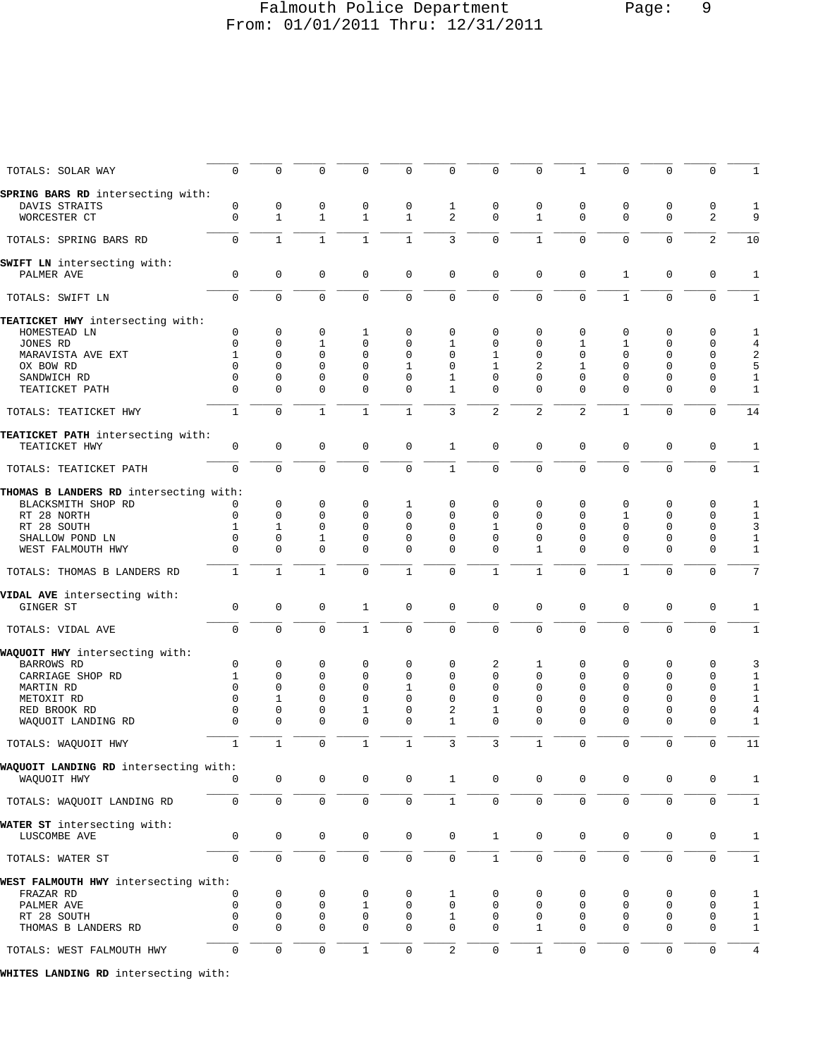Falmouth Police Department
From: 01/01/2011 Thru: 12/31/2011

| | | | | | | | | | | | | | |
|---|---|---|---|---|---|---|---|---|---|---|---|---|---|
| TOTALS: SOLAR WAY | 0 | 0 | 0 | 0 | 0 | 0 | 0 | 0 | 1 | 0 | 0 | 0 | 1 |
| **SPRING BARS RD** intersecting with: | | | | | | | | | | | | | |
| DAVIS STRAITS | 0 | 0 | 0 | 0 | 0 | 1 | 0 | 0 | 0 | 0 | 0 | 0 | 1 |
| WORCESTER CT | 0 | 1 | 1 | 1 | 1 | 2 | 0 | 1 | 0 | 0 | 0 | 2 | 9 |
| TOTALS: SPRING BARS RD | 0 | 1 | 1 | 1 | 1 | 3 | 0 | 1 | 0 | 0 | 0 | 2 | 10 |
| **SWIFT LN** intersecting with: | | | | | | | | | | | | | |
| PALMER AVE | 0 | 0 | 0 | 0 | 0 | 0 | 0 | 0 | 0 | 1 | 0 | 0 | 1 |
| TOTALS: SWIFT LN | 0 | 0 | 0 | 0 | 0 | 0 | 0 | 0 | 0 | 1 | 0 | 0 | 1 |
| **TEATICKET HWY** intersecting with: | | | | | | | | | | | | | |
| HOMESTEAD LN | 0 | 0 | 0 | 1 | 0 | 0 | 0 | 0 | 0 | 0 | 0 | 0 | 1 |
| JONES RD | 0 | 0 | 1 | 0 | 0 | 1 | 0 | 0 | 1 | 1 | 0 | 0 | 4 |
| MARAVISTA AVE EXT | 1 | 0 | 0 | 0 | 0 | 0 | 1 | 0 | 0 | 0 | 0 | 0 | 2 |
| OX BOW RD | 0 | 0 | 0 | 0 | 1 | 0 | 1 | 2 | 1 | 0 | 0 | 0 | 5 |
| SANDWICH RD | 0 | 0 | 0 | 0 | 0 | 1 | 0 | 0 | 0 | 0 | 0 | 0 | 1 |
| TEATICKET PATH | 0 | 0 | 0 | 0 | 0 | 1 | 0 | 0 | 0 | 0 | 0 | 0 | 1 |
| TOTALS: TEATICKET HWY | 1 | 0 | 1 | 1 | 1 | 3 | 2 | 2 | 2 | 1 | 0 | 0 | 14 |
| **TEATICKET PATH** intersecting with: | | | | | | | | | | | | | |
| TEATICKET HWY | 0 | 0 | 0 | 0 | 0 | 1 | 0 | 0 | 0 | 0 | 0 | 0 | 1 |
| TOTALS: TEATICKET PATH | 0 | 0 | 0 | 0 | 0 | 1 | 0 | 0 | 0 | 0 | 0 | 0 | 1 |
| **THOMAS B LANDERS RD** intersecting with: | | | | | | | | | | | | | |
| BLACKSMITH SHOP RD | 0 | 0 | 0 | 0 | 1 | 0 | 0 | 0 | 0 | 0 | 0 | 0 | 1 |
| RT 28 NORTH | 0 | 0 | 0 | 0 | 0 | 0 | 0 | 0 | 0 | 1 | 0 | 0 | 1 |
| RT 28 SOUTH | 1 | 1 | 0 | 0 | 0 | 0 | 1 | 0 | 0 | 0 | 0 | 0 | 3 |
| SHALLOW POND LN | 0 | 0 | 1 | 0 | 0 | 0 | 0 | 0 | 0 | 0 | 0 | 0 | 1 |
| WEST FALMOUTH HWY | 0 | 0 | 0 | 0 | 0 | 0 | 0 | 1 | 0 | 0 | 0 | 0 | 1 |
| TOTALS: THOMAS B LANDERS RD | 1 | 1 | 1 | 0 | 1 | 0 | 1 | 1 | 0 | 1 | 0 | 0 | 7 |
| **VIDAL AVE** intersecting with: | | | | | | | | | | | | | |
| GINGER ST | 0 | 0 | 0 | 1 | 0 | 0 | 0 | 0 | 0 | 0 | 0 | 0 | 1 |
| TOTALS: VIDAL AVE | 0 | 0 | 0 | 1 | 0 | 0 | 0 | 0 | 0 | 0 | 0 | 0 | 1 |
| **WAQUOIT HWY** intersecting with: | | | | | | | | | | | | | |
| BARROWS RD | 0 | 0 | 0 | 0 | 0 | 0 | 2 | 1 | 0 | 0 | 0 | 0 | 3 |
| CARRIAGE SHOP RD | 1 | 0 | 0 | 0 | 0 | 0 | 0 | 0 | 0 | 0 | 0 | 0 | 1 |
| MARTIN RD | 0 | 0 | 0 | 0 | 1 | 0 | 0 | 0 | 0 | 0 | 0 | 0 | 1 |
| METOXIT RD | 0 | 1 | 0 | 0 | 0 | 0 | 0 | 0 | 0 | 0 | 0 | 0 | 1 |
| RED BROOK RD | 0 | 0 | 0 | 1 | 0 | 2 | 1 | 0 | 0 | 0 | 0 | 0 | 4 |
| WAQUOIT LANDING RD | 0 | 0 | 0 | 0 | 0 | 1 | 0 | 0 | 0 | 0 | 0 | 0 | 1 |
| TOTALS: WAQUOIT HWY | 1 | 1 | 0 | 1 | 1 | 3 | 3 | 1 | 0 | 0 | 0 | 0 | 11 |
| **WAQUOIT LANDING RD** intersecting with: | | | | | | | | | | | | | |
| WAQUOIT HWY | 0 | 0 | 0 | 0 | 0 | 1 | 0 | 0 | 0 | 0 | 0 | 0 | 1 |
| TOTALS: WAQUOIT LANDING RD | 0 | 0 | 0 | 0 | 0 | 1 | 0 | 0 | 0 | 0 | 0 | 0 | 1 |
| **WATER ST** intersecting with: | | | | | | | | | | | | | |
| LUSCOMBE AVE | 0 | 0 | 0 | 0 | 0 | 0 | 1 | 0 | 0 | 0 | 0 | 0 | 1 |
| TOTALS: WATER ST | 0 | 0 | 0 | 0 | 0 | 0 | 1 | 0 | 0 | 0 | 0 | 0 | 1 |
| **WEST FALMOUTH HWY** intersecting with: | | | | | | | | | | | | | |
| FRAZAR RD | 0 | 0 | 0 | 0 | 0 | 1 | 0 | 0 | 0 | 0 | 0 | 0 | 1 |
| PALMER AVE | 0 | 0 | 0 | 1 | 0 | 0 | 0 | 0 | 0 | 0 | 0 | 0 | 1 |
| RT 28 SOUTH | 0 | 0 | 0 | 0 | 0 | 1 | 0 | 0 | 0 | 0 | 0 | 0 | 1 |
| THOMAS B LANDERS RD | 0 | 0 | 0 | 0 | 0 | 0 | 0 | 1 | 0 | 0 | 0 | 0 | 1 |
| TOTALS: WEST FALMOUTH HWY | 0 | 0 | 0 | 1 | 0 | 2 | 0 | 1 | 0 | 0 | 0 | 0 | 4 |

**WHITES LANDING RD** intersecting with: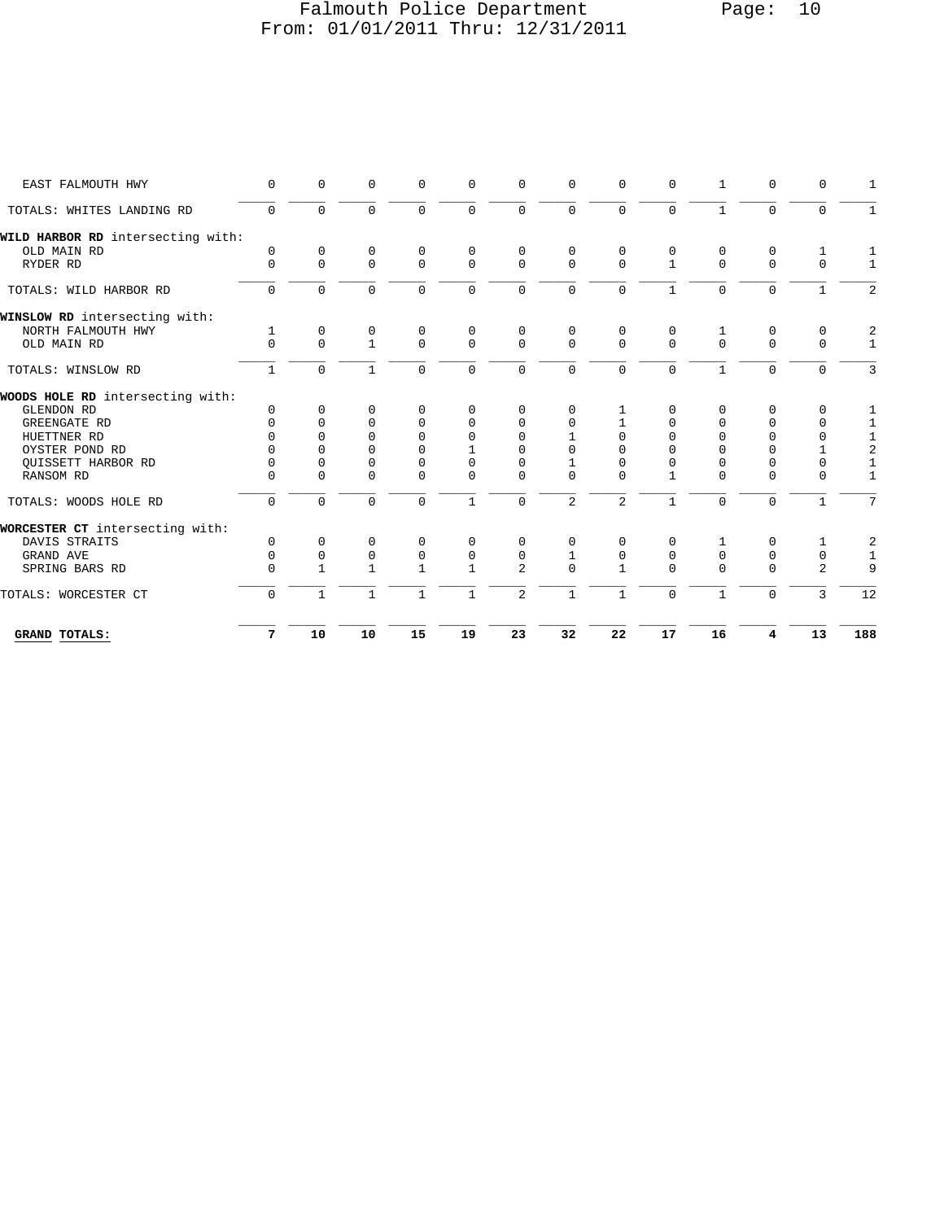Falmouth Police Department
From: 01/01/2011 Thru: 12/31/2011

| | | | | | | | | | | | | | |
|---|---|---|---|---|---|---|---|---|---|---|---|---|---|
| EAST FALMOUTH HWY | 0 | 0 | 0 | 0 | 0 | 0 | 0 | 0 | 0 | 1 | 0 | 0 | 1 |
| TOTALS: WHITES LANDING RD | 0 | 0 | 0 | 0 | 0 | 0 | 0 | 0 | 0 | 1 | 0 | 0 | 1 |
| **WILD HARBOR RD** intersecting with: | | | | | | | | | | | | | |
| OLD MAIN RD | 0 | 0 | 0 | 0 | 0 | 0 | 0 | 0 | 0 | 0 | 0 | 1 | 1 |
| RYDER RD | 0 | 0 | 0 | 0 | 0 | 0 | 0 | 0 | 1 | 0 | 0 | 0 | 1 |
| TOTALS: WILD HARBOR RD | 0 | 0 | 0 | 0 | 0 | 0 | 0 | 0 | 1 | 0 | 0 | 1 | 2 |
| **WINSLOW RD** intersecting with: | | | | | | | | | | | | | |
| NORTH FALMOUTH HWY | 1 | 0 | 0 | 0 | 0 | 0 | 0 | 0 | 0 | 1 | 0 | 0 | 2 |
| OLD MAIN RD | 0 | 0 | 1 | 0 | 0 | 0 | 0 | 0 | 0 | 0 | 0 | 0 | 1 |
| TOTALS: WINSLOW RD | 1 | 0 | 1 | 0 | 0 | 0 | 0 | 0 | 0 | 1 | 0 | 0 | 3 |
| **WOODS HOLE RD** intersecting with: | | | | | | | | | | | | | |
| GLENDON RD | 0 | 0 | 0 | 0 | 0 | 0 | 0 | 1 | 0 | 0 | 0 | 0 | 1 |
| GREENGATE RD | 0 | 0 | 0 | 0 | 0 | 0 | 0 | 1 | 0 | 0 | 0 | 0 | 1 |
| HUETTNER RD | 0 | 0 | 0 | 0 | 0 | 0 | 1 | 0 | 0 | 0 | 0 | 0 | 1 |
| OYSTER POND RD | 0 | 0 | 0 | 0 | 1 | 0 | 0 | 0 | 0 | 0 | 0 | 1 | 2 |
| QUISSETT HARBOR RD | 0 | 0 | 0 | 0 | 0 | 0 | 1 | 0 | 0 | 0 | 0 | 0 | 1 |
| RANSOM RD | 0 | 0 | 0 | 0 | 0 | 0 | 0 | 0 | 1 | 0 | 0 | 0 | 1 |
| TOTALS: WOODS HOLE RD | 0 | 0 | 0 | 0 | 1 | 0 | 2 | 2 | 1 | 0 | 0 | 1 | 7 |
| **WORCESTER CT** intersecting with: | | | | | | | | | | | | | |
| DAVIS STRAITS | 0 | 0 | 0 | 0 | 0 | 0 | 0 | 0 | 0 | 1 | 0 | 1 | 2 |
| GRAND AVE | 0 | 0 | 0 | 0 | 0 | 0 | 1 | 0 | 0 | 0 | 0 | 0 | 1 |
| SPRING BARS RD | 0 | 1 | 1 | 1 | 1 | 2 | 0 | 1 | 0 | 0 | 0 | 2 | 9 |
| TOTALS: WORCESTER CT | 0 | 1 | 1 | 1 | 1 | 2 | 1 | 1 | 0 | 1 | 0 | 3 | 12 |
| **GRAND TOTALS:** | **7** | **10** | **10** | **15** | **19** | **23** | **32** | **22** | **17** | **16** | **4** | **13** | **188** |